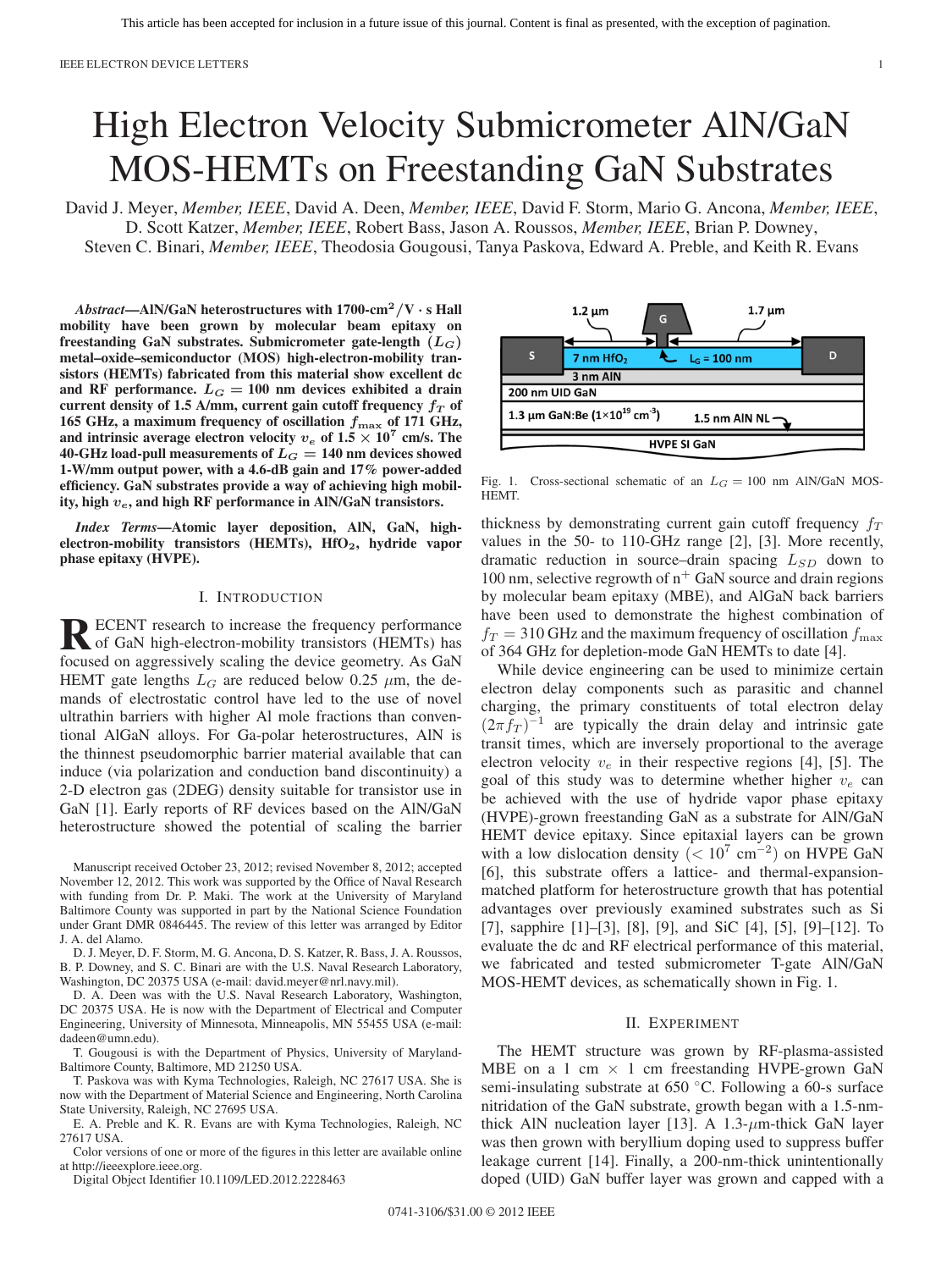This article has been accepted for inclusion in a future issue of this journal. Content is final as presented, with the exception of pagination.

# High Electron Velocity Submicrometer AlN/GaN MOS-HEMTs on Freestanding GaN Substrates

David J. Meyer, *Member, IEEE*, David A. Deen, *Member, IEEE*, David F. Storm, Mario G. Ancona, *Member, IEEE*, D. Scott Katzer, *Member, IEEE*, Robert Bass, Jason A. Roussos, *Member, IEEE*, Brian P. Downey, Steven C. Binari, *Member, IEEE*, Theodosia Gougousi, Tanya Paskova, Edward A. Preble, and Keith R. Evans

***Abstract*—AlN/GaN heterostructures with 1700-$\text{cm}^2/\text{V}\cdot\text{s}$ Hall mobility have been grown by molecular beam epitaxy on freestanding GaN substrates. Submicrometer gate-length ($L_G$) metal–oxide–semiconductor (MOS) high-electron-mobility transistors (HEMTs) fabricated from this material show excellent dc and RF performance. $L_G = 100$ nm devices exhibited a drain current density of 1.5 A/mm, current gain cutoff frequency $f_T$ of 165 GHz, a maximum frequency of oscillation $f_{\max}$ of 171 GHz, and intrinsic average electron velocity $v_e$ of $1.5 \times 10^7$ cm/s. The 40-GHz load-pull measurements of $L_G = 140$ nm devices showed 1-W/mm output power, with a 4.6-dB gain and 17% power-added efficiency. GaN substrates provide a way of achieving high mobility, high $v_e$, and high RF performance in AlN/GaN transistors.**

***Index Terms*—Atomic layer deposition, AlN, GaN, high-electron-mobility transistors (HEMTs), $HfO_2$, hydride vapor phase epitaxy (HVPE).**

## I. Introduction

RECENT research to increase the frequency performance of GaN high-electron-mobility transistors (HEMTs) has focused on aggressively scaling the device geometry. As GaN HEMT gate lengths $L_G$ are reduced below 0.25 $\mu$m, the demands of electrostatic control have led to the use of novel ultrathin barriers with higher Al mole fractions than conventional AlGaN alloys. For Ga-polar heterostructures, AlN is the thinnest pseudomorphic barrier material available that can induce (via polarization and conduction band discontinuity) a 2-D electron gas (2DEG) density suitable for transistor use in GaN [1]. Early reports of RF devices based on the AlN/GaN heterostructure showed the potential of scaling the barrier thickness by demonstrating current gain cutoff frequency $f_T$ values in the 50- to 110-GHz range [2], [3]. More recently, dramatic reduction in source–drain spacing $L_{SD}$ down to 100 nm, selective regrowth of $\text{n}^+$ GaN source and drain regions by molecular beam epitaxy (MBE), and AlGaN back barriers have been used to demonstrate the highest combination of $f_T = 310$ GHz and the maximum frequency of oscillation $f_{\max}$ of 364 GHz for depletion-mode GaN HEMTs to date [4].

While device engineering can be used to minimize certain electron delay components such as parasitic and channel charging, the primary constituents of total electron delay $(2\pi f_T)^{-1}$ are typically the drain delay and intrinsic gate transit times, which are inversely proportional to the average electron velocity $v_e$ in their respective regions [4], [5]. The goal of this study was to determine whether higher $v_e$ can be achieved with the use of hydride vapor phase epitaxy (HVPE)-grown freestanding GaN as a substrate for AlN/GaN HEMT device epitaxy. Since epitaxial layers can be grown with a low dislocation density ($< 10^7$ $\text{cm}^{-2}$) on HVPE GaN [6], this substrate offers a lattice- and thermal-expansion-matched platform for heterostructure growth that has potential advantages over previously examined substrates such as Si [7], sapphire [1]–[3], [8], [9], and SiC [4], [5], [9]–[12]. To evaluate the dc and RF electrical performance of this material, we fabricated and tested submicrometer T-gate AlN/GaN MOS-HEMT devices, as schematically shown in Fig. 1.

Fig. 1. Cross-sectional schematic of an $L_G = 100$ nm AlN/GaN MOS-HEMT.

## II. Experiment

The HEMT structure was grown by RF-plasma-assisted MBE on a 1 cm × 1 cm freestanding HVPE-grown GaN semi-insulating substrate at 650 °C. Following a 60-s surface nitridation of the GaN substrate, growth began with a 1.5-nm-thick AlN nucleation layer [13]. A 1.3-$\mu$m-thick GaN layer was then grown with beryllium doping used to suppress buffer leakage current [14]. Finally, a 200-nm-thick unintentionally doped (UID) GaN buffer layer was grown and capped with a

---

Manuscript received October 23, 2012; revised November 8, 2012; accepted November 12, 2012. This work was supported by the Office of Naval Research with funding from Dr. P. Maki. The work at the University of Maryland Baltimore County was supported in part by the National Science Foundation under Grant DMR 0846445. The review of this letter was arranged by Editor J. A. del Alamo.

D. J. Meyer, D. F. Storm, M. G. Ancona, D. S. Katzer, R. Bass, J. A. Roussos, B. P. Downey, and S. C. Binari are with the U.S. Naval Research Laboratory, Washington, DC 20375 USA (e-mail: david.meyer@nrl.navy.mil).

D. A. Deen was with the U.S. Naval Research Laboratory, Washington, DC 20375 USA. He is now with the Department of Electrical and Computer Engineering, University of Minnesota, Minneapolis, MN 55455 USA (e-mail: dadeen@umn.edu).

T. Gougousi is with the Department of Physics, University of Maryland-Baltimore County, Baltimore, MD 21250 USA.

T. Paskova was with Kyma Technologies, Raleigh, NC 27617 USA. She is now with the Department of Material Science and Engineering, North Carolina State University, Raleigh, NC 27695 USA.

E. A. Preble and K. R. Evans are with Kyma Technologies, Raleigh, NC 27617 USA.

Color versions of one or more of the figures in this letter are available online at http://ieeexplore.ieee.org.

Digital Object Identifier 10.1109/LED.2012.2228463

0741-3106/$31.00 © 2012 IEEE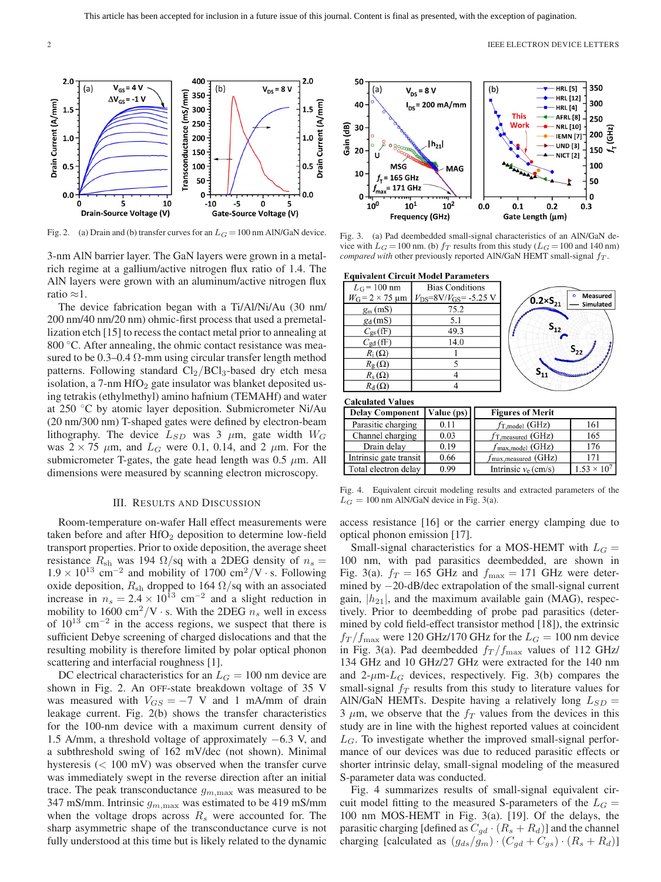Fig. 2. (a) Drain and (b) transfer curves for an $L_G = 100$ nm AlN/GaN device.

3-nm AlN barrier layer. The GaN layers were grown in a metal-rich regime at a gallium/active nitrogen flux ratio of 1.4. The AlN layers were grown with an aluminum/active nitrogen flux ratio ≈1.

The device fabrication began with a Ti/Al/Ni/Au (30 nm/ 200 nm/40 nm/20 nm) ohmic-first process that used a premetallization etch [15] to recess the contact metal prior to annealing at 800 °C. After annealing, the ohmic contact resistance was measured to be 0.3–0.4 Ω-mm using circular transfer length method patterns. Following standard $Cl_2/BCl_3$-based dry etch mesa isolation, a 7-nm $HfO_2$ gate insulator was blanket deposited using tetrakis (ethylmethyl) amino hafnium (TEMAHf) and water at 250 °C by atomic layer deposition. Submicrometer Ni/Au (20 nm/300 nm) T-shaped gates were defined by electron-beam lithography. The device $L_{SD}$ was 3 μm, gate width $W_G$ was 2 × 75 μm, and $L_G$ were 0.1, 0.14, and 2 μm. For the submicrometer T-gates, the gate head length was 0.5 μm. All dimensions were measured by scanning electron microscopy.

## III. Results and Discussion

Room-temperature on-wafer Hall effect measurements were taken before and after $HfO_2$ deposition to determine low-field transport properties. Prior to oxide deposition, the average sheet resistance $R_{sh}$ was 194 Ω/sq with a 2DEG density of $n_s = 1.9 \times 10^{13}$ cm$^{-2}$ and mobility of 1700 cm$^2$/V · s. Following oxide deposition, $R_{sh}$ dropped to 164 Ω/sq with an associated increase in $n_s = 2.4 \times 10^{13}$ cm$^{-2}$ and a slight reduction in mobility to 1600 cm$^2$/V · s. With the 2DEG $n_s$ well in excess of $10^{13}$ cm$^{-2}$ in the access regions, we suspect that there is sufficient Debye screening of charged dislocations and that the resulting mobility is therefore limited by polar optical phonon scattering and interfacial roughness [1].

DC electrical characteristics for an $L_G = 100$ nm device are shown in Fig. 2. An OFF-state breakdown voltage of 35 V was measured with $V_{GS} = -7$ V and 1 mA/mm of drain leakage current. Fig. 2(b) shows the transfer characteristics for the 100-nm device with a maximum current density of 1.5 A/mm, a threshold voltage of approximately −6.3 V, and a subthreshold swing of 162 mV/dec (not shown). Minimal hysteresis (< 100 mV) was observed when the transfer curve was immediately swept in the reverse direction after an initial trace. The peak transconductance $g_{m,\max}$ was measured to be 347 mS/mm. Intrinsic $g_{m,\max}$ was estimated to be 419 mS/mm when the voltage drops across $R_s$ were accounted for. The sharp asymmetric shape of the transconductance curve is not fully understood at this time but is likely related to the dynamic access resistance [16] or the carrier energy clamping due to optical phonon emission [17].

Fig. 3. (a) Pad deembedded small-signal characteristics of an AlN/GaN device with $L_G = 100$ nm. (b) $f_T$ results from this study ($L_G = 100$ and 140 nm) *compared with* other previously reported AlN/GaN HEMT small-signal $f_T$.

**Equivalent Circuit Model Parameters**

| $L_G$ = 100 nm, $W_G$ = 2 × 75 μm | Bias Conditions $V_{DS}$=8V/$V_{GS}$= -5.25 V |
|---|---|
| $g_m$ (mS) | 75.2 |
| $g_d$ (mS) | 5.1 |
| $C_{gs}$ (fF) | 49.3 |
| $C_{gd}$ (fF) | 14.0 |
| $R_i$ (Ω) | 1 |
| $R_g$ (Ω) | 5 |
| $R_s$ (Ω) | 4 |
| $R_d$ (Ω) | 4 |

**Calculated Values**

| Delay Component | Value (ps) |
|---|---|
| Parasitic charging | 0.11 |
| Channel charging | 0.03 |
| Drain delay | 0.19 |
| Intrinsic gate transit | 0.66 |
| Total electron delay | 0.99 |

| Figures of Merit | |
|---|---|
| $f_{T,model}$ (GHz) | 161 |
| $f_{T,measured}$ (GHz) | 165 |
| $f_{max,model}$ (GHz) | 176 |
| $f_{max,measured}$ (GHz) | 171 |
| Intrinsic $v_e$ (cm/s) | $1.53 \times 10^7$ |

Fig. 4. Equivalent circuit modeling results and extracted parameters of the $L_G = 100$ nm AlN/GaN device in Fig. 3(a).

Small-signal characteristics for a MOS-HEMT with $L_G = 100$ nm, with pad parasitics deembedded, are shown in Fig. 3(a). $f_T = 165$ GHz and $f_{\max} = 171$ GHz were determined by −20-dB/dec extrapolation of the small-signal current gain, $|h_{21}|$, and the maximum available gain (MAG), respectively. Prior to deembedding of probe pad parasitics (determined by cold field-effect transistor method [18]), the extrinsic $f_T/f_{\max}$ were 120 GHz/170 GHz for the $L_G = 100$ nm device in Fig. 3(a). Pad deembedded $f_T/f_{\max}$ values of 112 GHz/ 134 GHz and 10 GHz/27 GHz were extracted for the 140 nm and 2-μm-$L_G$ devices, respectively. Fig. 3(b) compares the small-signal $f_T$ results from this study to literature values for AlN/GaN HEMTs. Despite having a relatively long $L_{SD} = 3$ μm, we observe that the $f_T$ values from the devices in this study are in line with the highest reported values at coincident $L_G$. To investigate whether the improved small-signal performance of our devices was due to reduced parasitic effects or shorter intrinsic delay, small-signal modeling of the measured S-parameter data was conducted.

Fig. 4 summarizes results of small-signal equivalent circuit model fitting to the measured S-parameters of the $L_G = 100$ nm MOS-HEMT in Fig. 3(a). [19]. Of the delays, the parasitic charging [defined as $C_{gd} \cdot (R_s + R_d)$] and the channel charging [calculated as $(g_{ds}/g_m) \cdot (C_{gd} + C_{gs}) \cdot (R_s + R_d)$]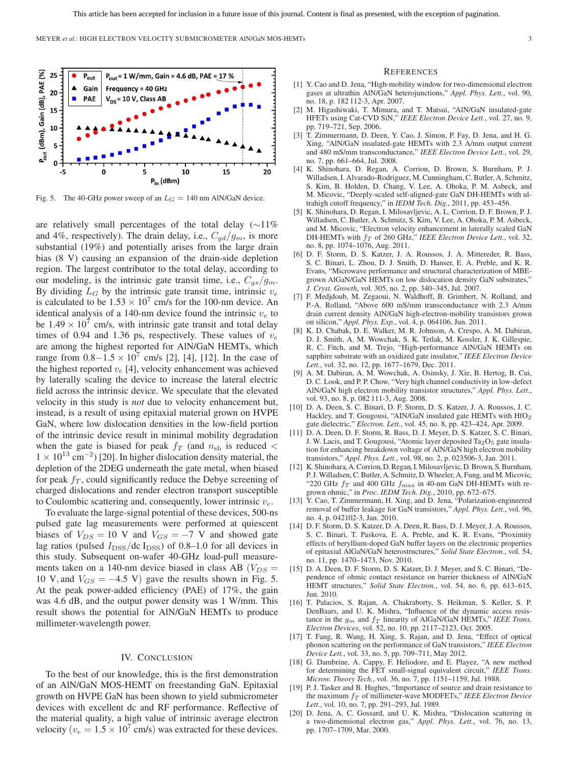$P_{out}$ (dBm), Gain (dB), PAE (%)

$P_{in}$ (dBm)

$P_{out}$ = 1 W/mm, Gain = 4.6 dB, PAE = 17 %
Frequency = 40 GHz
$V_{DS}$ = 10 V, Class AB

Legend: $P_{out}$, Gain, PAE

Fig. 5. The 40-GHz power sweep of an $L_G$ = 140 nm AlN/GaN device.

are relatively small percentages of the total delay (∼11% and 4%, respectively). The drain delay, i.e., $C_{gd}/g_m$, is more substantial (19%) and potentially arises from the large drain bias (8 V) causing an expansion of the drain-side depletion region. The largest contributor to the total delay, according to our modeling, is the intrinsic gate transit time, i.e., $C_{gs}/g_m$. By dividing $L_G$ by the intrinsic gate transit time, intrinsic $v_e$ is calculated to be $1.53 \times 10^7$ cm/s for the 100-nm device. An identical analysis of a 140-nm device found the intrinsic $v_e$ to be $1.49 \times 10^7$ cm/s, with intrinsic gate transit and total delay times of 0.94 and 1.36 ps, respectively. These values of $v_e$ are among the highest reported for AlN/GaN HEMTs, which range from $0.8-1.5 \times 10^7$ cm/s [2], [4], [12]. In the case of the highest reported $v_e$ [4], velocity enhancement was achieved by laterally scaling the device to increase the lateral electric field across the intrinsic device. We speculate that the elevated velocity in this study is *not* due to velocity enhancement but, instead, is a result of using epitaxial material grown on HVPE GaN, where low dislocation densities in the low-field portion of the intrinsic device result in minimal mobility degradation when the gate is biased for peak $f_T$ (and $n_{sh}$ is reduced < $1 \times 10^{13}$ cm$^{-2}$) [20]. In higher dislocation density material, the depletion of the 2DEG underneath the gate metal, when biased for peak $f_T$, could significantly reduce the Debye screening of charged dislocations and render electron transport susceptible to Coulombic scattering and, consequently, lower intrinsic $v_e$.

To evaluate the large-signal potential of these devices, 500-ns pulsed gate lag measurements were performed at quiescent biases of $V_{DS} = 10$ V and $V_{GS} = -7$ V and showed gate lag ratios (pulsed $I_{DSS}$/dc $I_{DSS}$) of 0.8–1.0 for all devices in this study. Subsequent on-wafer 40-GHz load-pull measurements taken on a 140-nm device biased in class AB ($V_{DS} = 10$ V, and $V_{GS} = -4.5$ V) gave the results shown in Fig. 5. At the peak power-added efficiency (PAE) of 17%, the gain was 4.6 dB, and the output power density was 1 W/mm. This result shows the potential for AlN/GaN HEMTs to produce millimeter-wavelength power.

## IV. Conclusion

To the best of our knowledge, this is the first demonstration of an AlN/GaN MOS-HEMT on freestanding GaN. Epitaxial growth on HVPE GaN has been shown to yield submicrometer devices with excellent dc and RF performance. Reflective of the material quality, a high value of intrinsic average electron velocity ($v_e = 1.5 \times 10^7$ cm/s) was extracted for these devices.

## References

[1] Y. Cao and D. Jena, "High-mobility window for two-dimensional electron gases at ultrathin AlN/GaN heterojunctions," *Appl. Phys. Lett.*, vol. 90, no. 18, p. 182 112-3, Apr. 2007.

[2] M. Higashiwaki, T. Mimura, and T. Matsui, "AlN/GaN insulated-gate HFETs using Cat-CVD SiN," *IEEE Electron Device Lett.*, vol. 27, no. 9, pp. 719–721, Sep. 2006.

[3] T. Zimmermann, D. Deen, Y. Cao, J. Simon, P. Fay, D. Jena, and H. G. Xing, "AlN/GaN insulated-gate HEMTs with 2.3 A/mm output current and 480 mS/mm transconductance," *IEEE Electron Device Lett.*, vol. 29, no. 7, pp. 661–664, Jul. 2008.

[4] K. Shinohara, D. Regan, A. Corrion, D. Brown, S. Burnham, P. J. Willadsen, I. Alvarado-Rodriguez, M. Cunningham, C. Butler, A. Schmitz, S. Kim, B. Holden, D. Chang, V. Lee, A. Ohoka, P. M. Asbeck, and M. Micovic, "Deeply-scaled self-aligned-gate GaN DH-HEMTs with ultrahigh cutoff frequency," in *IEDM Tech. Dig.*, 2011, pp. 453–456.

[5] K. Shinohara, D. Regan, I. Milosavljevic, A. L. Corrion, D. F. Brown, P. J. Willadsen, C. Butler, A. Schmitz, S. Kim, V. Lee, A. Ohoka, P. M. Asbeck, and M. Micovic, "Electron velocity enhancement in laterally scaled GaN DH-HEMTs with $f_T$ of 260 GHz," *IEEE Electron Device Lett.*, vol. 32, no. 8, pp. 1074–1076, Aug. 2011.

[6] D. F. Storm, D. S. Katzer, J. A. Roussos, J. A. Mittereder, R. Bass, S. C. Binari, L. Zhou, D. J. Smith, J. Hanser, E. A. Preble, and K. R. Evans, "Microwave performance and structural characterization of MBE-grown AlGaN/GaN HEMTs on low dislocation density GaN substrates," *J. Cryst. Growth*, vol. 305, no. 2, pp. 340–345, Jul. 2007.

[7] F. Medjdoub, M. Zegaoui, N. Waldhoff, B. Grimbert, N. Rolland, and P.-A. Rolland, "Above 600 mS/mm transconductance with 2.3 A/mm drain current density AlN/GaN high-electron-mobility transistors grown on silicon," *Appl. Phys. Exp.*, vol. 4, p. 064106, Jun. 2011.

[8] K. D. Chabak, D. E. Walker, M. R. Johnson, A. Crespo, A. M. Dabiran, D. J. Smith, A. M. Wowchak, S. K. Tetlak, M. Kossler, J. K. Gillespie, R. C. Fitch, and M. Trejo, "High-performance AlN/GaN HEMTs on sapphire substrate with an oxidized gate insulator," *IEEE Electron Device Lett.*, vol. 32, no. 12, pp. 1677–1679, Dec. 2011.

[9] A. M. Dabiran, A. M. Wowchak, A. Osinsky, J. Xie, B. Hertog, B. Cui, D. C. Look, and P. P. Chow, "Very high channel conductivity in low-defect AlN/GaN high electron mobility transistor structures," *Appl. Phys. Lett.*, vol. 93, no. 8, p. 082 111-3, Aug. 2008.

[10] D. A. Deen, S. C. Binari, D. F. Storm, D. S. Katzer, J. A. Roussos, J. C. Hackley, and T. Gougousi, "AlN/GaN insulated gate HEMTs with $HfO_2$ gate dielectric," *Electron. Lett.*, vol. 45, no. 8, pp. 423–424, Apr. 2009.

[11] D. A. Deen, D. F. Storm, R. Bass, D. J. Meyer, D. S. Katzer, S. C. Binari, J. W. Lacis, and T. Gougousi, "Atomic layer deposited $Ta_2O_5$ gate insulation for enhancing breakdown voltage of AlN/GaN high electron mobility transistors," *Appl. Phys. Lett.*, vol. 98, no. 2, p. 023506-3, Jan. 2011.

[12] K. Shinohara, A. Corrion, D. Regan, I. Milosavljevic, D. Brown, S. Burnham, P. J. Willadsen, C. Butler, A. Schmitz, D. Wheeler, A. Fung, and M. Micovic, "220 GHz $f_T$ and 400 GHz $f_{\max}$ in 40-nm GaN DH-HEMTs with re-grown ohmic," in *Proc. IEDM Tech. Dig.*, 2010, pp. 672–675.

[13] Y. Cao, T. Zimmermann, H. Xing, and D. Jena, "Polarization-engineered removal of buffer leakage for GaN transistors," *Appl. Phys. Lett.*, vol. 96, no. 4, p. 042102-3, Jan. 2010.

[14] D. F. Storm, D. S. Katzer, D. A. Deen, R. Bass, D. J. Meyer, J. A. Roussos, S. C. Binari, T. Paskova, E. A. Preble, and K. R. Evans, "Proximity effects of beryllium-doped GaN buffer layers on the electronic properties of epitaxial AlGaN/GaN heterostructures," *Solid State Electron.*, vol. 54, no. 11, pp. 1470–1473, Nov. 2010.

[15] D. A. Deen, D. F. Storm, D. S. Katzer, D. J. Meyer, and S. C. Binari, "Dependence of ohmic contact resistance on barrier thickness of AlN/GaN HEMT structures," *Solid State Electron.*, vol. 54, no. 6, pp. 613–615, Jun. 2010.

[16] T. Palacios, S. Rajan, A. Chakraborty, S. Heikman, S. Keller, S. P. DenBaars, and U. K. Mishra, "Influence of the dynamic access resistance in the $g_m$ and $f_T$ linearity of AlGaN/GaN HEMTs," *IEEE Trans. Electron Devices*, vol. 52, no. 10, pp. 2117–2123, Oct. 2005.

[17] T. Fang, R. Wang, H. Xing, S. Rajan, and D. Jena, "Effect of optical phonon scattering on the performance of GaN transistors," *IEEE Electron Device Lett.*, vol. 33, no. 5, pp. 709–711, May 2012.

[18] G. Dambrine, A. Cappy, F. Heliodore, and E. Playez, "A new method for determining the FET small-signal equivalent circuit," *IEEE Trans. Microw. Theory Tech.*, vol. 36, no. 7, pp. 1151–1159, Jul. 1988.

[19] P. J. Tasker and B. Hughes, "Importance of source and drain resistance to the maximum $f_T$ of millimeter-wave MODFETs," *IEEE Electron Device Lett.*, vol. 10, no. 7, pp. 291–293, Jul. 1989.

[20] D. Jena, A. C. Gossard, and U. K. Mishra, "Dislocation scattering in a two-dimensional electron gas," *Appl. Phys. Lett.*, vol. 76, no. 13, pp. 1707–1709, Mar. 2000.